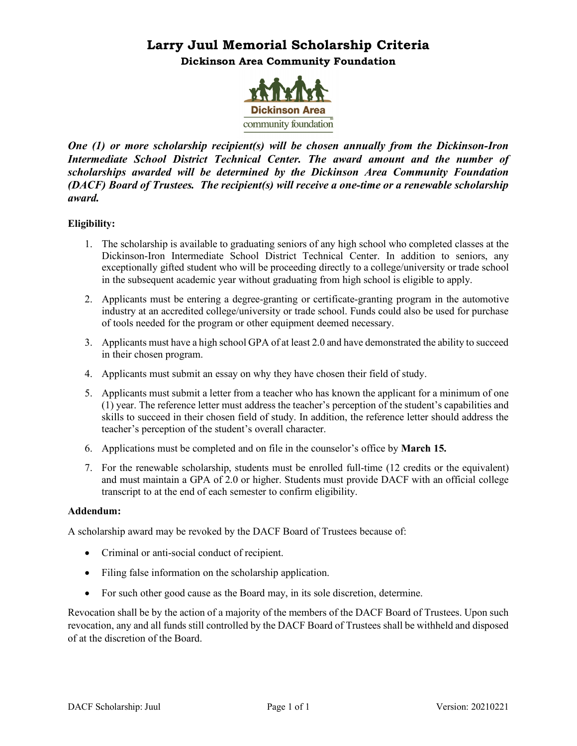# Larry Juul Memorial Scholarship Criteria

## Dickinson Area Community Foundation

***One (1) or more scholarship recipient(s) will be chosen annually from the Dickinson-Iron Intermediate School District Technical Center. The award amount and the number of scholarships awarded will be determined by the Dickinson Area Community Foundation (DACF) Board of Trustees. The recipient(s) will receive a one-time or a renewable scholarship award.***

**Eligibility:**

1. The scholarship is available to graduating seniors of any high school who completed classes at the Dickinson-Iron Intermediate School District Technical Center. In addition to seniors, any exceptionally gifted student who will be proceeding directly to a college/university or trade school in the subsequent academic year without graduating from high school is eligible to apply.
2. Applicants must be entering a degree-granting or certificate-granting program in the automotive industry at an accredited college/university or trade school. Funds could also be used for purchase of tools needed for the program or other equipment deemed necessary.
3. Applicants must have a high school GPA of at least 2.0 and have demonstrated the ability to succeed in their chosen program.
4. Applicants must submit an essay on why they have chosen their field of study.
5. Applicants must submit a letter from a teacher who has known the applicant for a minimum of one (1) year. The reference letter must address the teacher's perception of the student's capabilities and skills to succeed in their chosen field of study. In addition, the reference letter should address the teacher's perception of the student's overall character.
6. Applications must be completed and on file in the counselor's office by **March 15.**
7. For the renewable scholarship, students must be enrolled full-time (12 credits or the equivalent) and must maintain a GPA of 2.0 or higher. Students must provide DACF with an official college transcript to at the end of each semester to confirm eligibility.

**Addendum:**

A scholarship award may be revoked by the DACF Board of Trustees because of:

- Criminal or anti-social conduct of recipient.
- Filing false information on the scholarship application.
- For such other good cause as the Board may, in its sole discretion, determine.

Revocation shall be by the action of a majority of the members of the DACF Board of Trustees. Upon such revocation, any and all funds still controlled by the DACF Board of Trustees shall be withheld and disposed of at the discretion of the Board.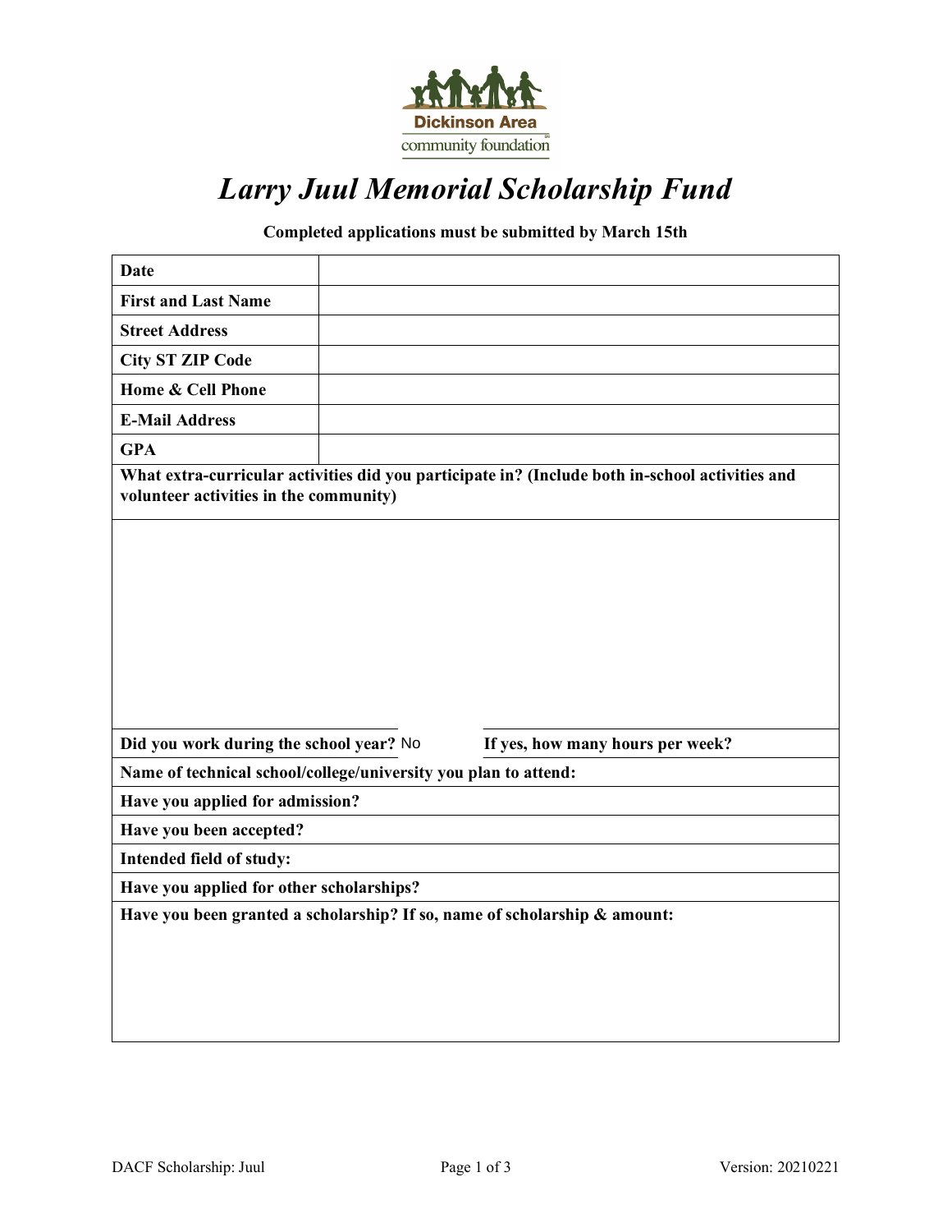Dickinson Area
community foundation

# *Larry Juul Memorial Scholarship Fund*

**Completed applications must be submitted by March 15th**

| | |
|---|---|
| **Date** | |
| **First and Last Name** | |
| **Street Address** | |
| **City ST ZIP Code** | |
| **Home & Cell Phone** | |
| **E-Mail Address** | |
| **GPA** | |

**What extra-curricular activities did you participate in? (Include both in-school activities and volunteer activities in the community)**

**Did you work during the school year?** No **If yes, how many hours per week?**

**Name of technical school/college/university you plan to attend:**

**Have you applied for admission?**

**Have you been accepted?**

**Intended field of study:**

**Have you applied for other scholarships?**

**Have you been granted a scholarship? If so, name of scholarship & amount:**

DACF Scholarship: Juul Version: 20210221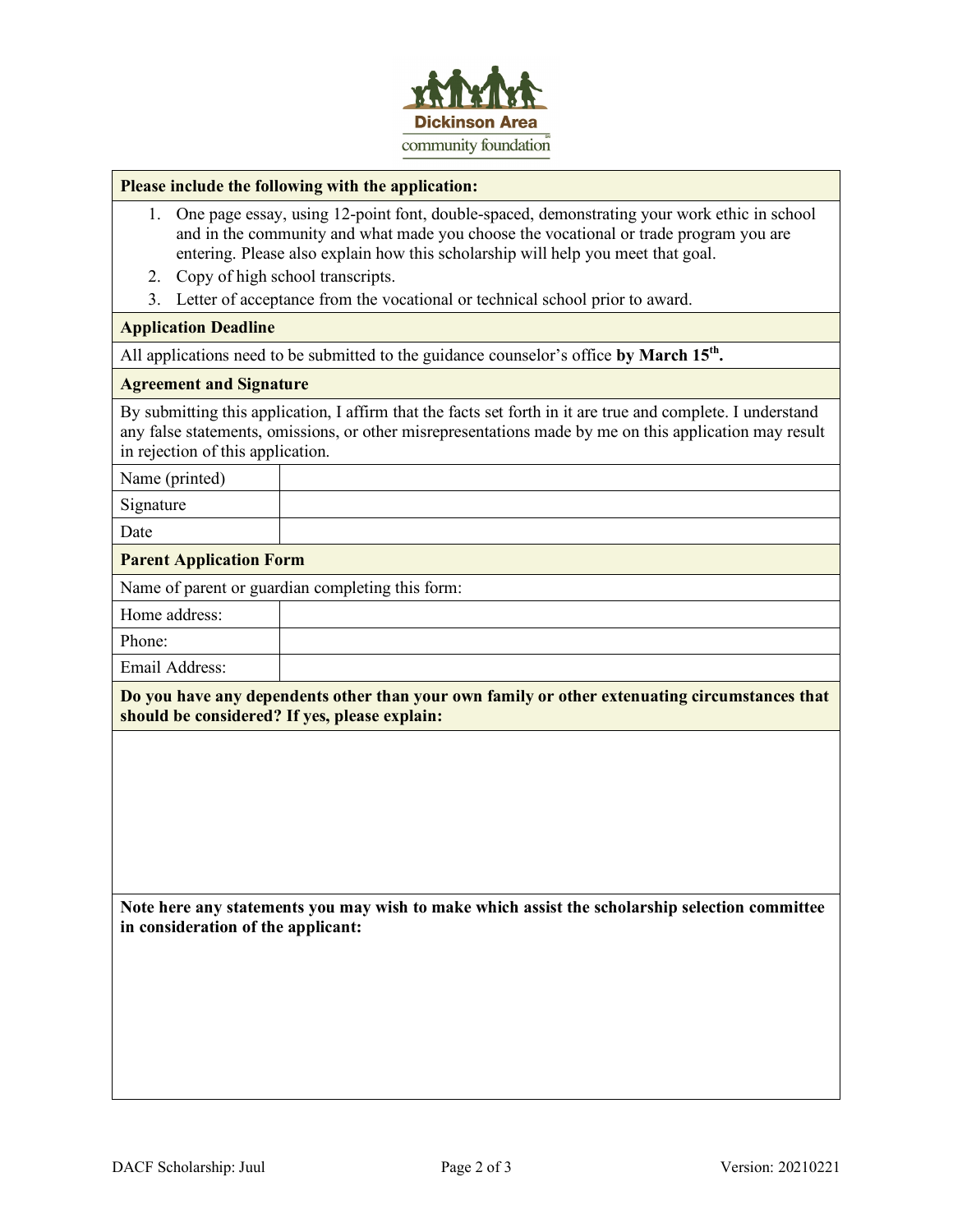**Dickinson Area community foundation**

| **Please include the following with the application:** | |
|---|---|
| 1. One page essay, using 12-point font, double-spaced, demonstrating your work ethic in school and in the community and what made you choose the vocational or trade program you are entering. Please also explain how this scholarship will help you meet that goal.<br>2. Copy of high school transcripts.<br>3. Letter of acceptance from the vocational or technical school prior to award. | |
| **Application Deadline** | |
| All applications need to be submitted to the guidance counselor's office **by March 15th.** | |
| **Agreement and Signature** | |
| By submitting this application, I affirm that the facts set forth in it are true and complete. I understand any false statements, omissions, or other misrepresentations made by me on this application may result in rejection of this application. | |
| Name (printed) | |
| Signature | |
| Date | |
| **Parent Application Form** | |
| Name of parent or guardian completing this form: | |
| Home address: | |
| Phone: | |
| Email Address: | |
| **Do you have any dependents other than your own family or other extenuating circumstances that should be considered? If yes, please explain:** | |
| | |
| **Note here any statements you may wish to make which assist the scholarship selection committee in consideration of the applicant:** | |
| | |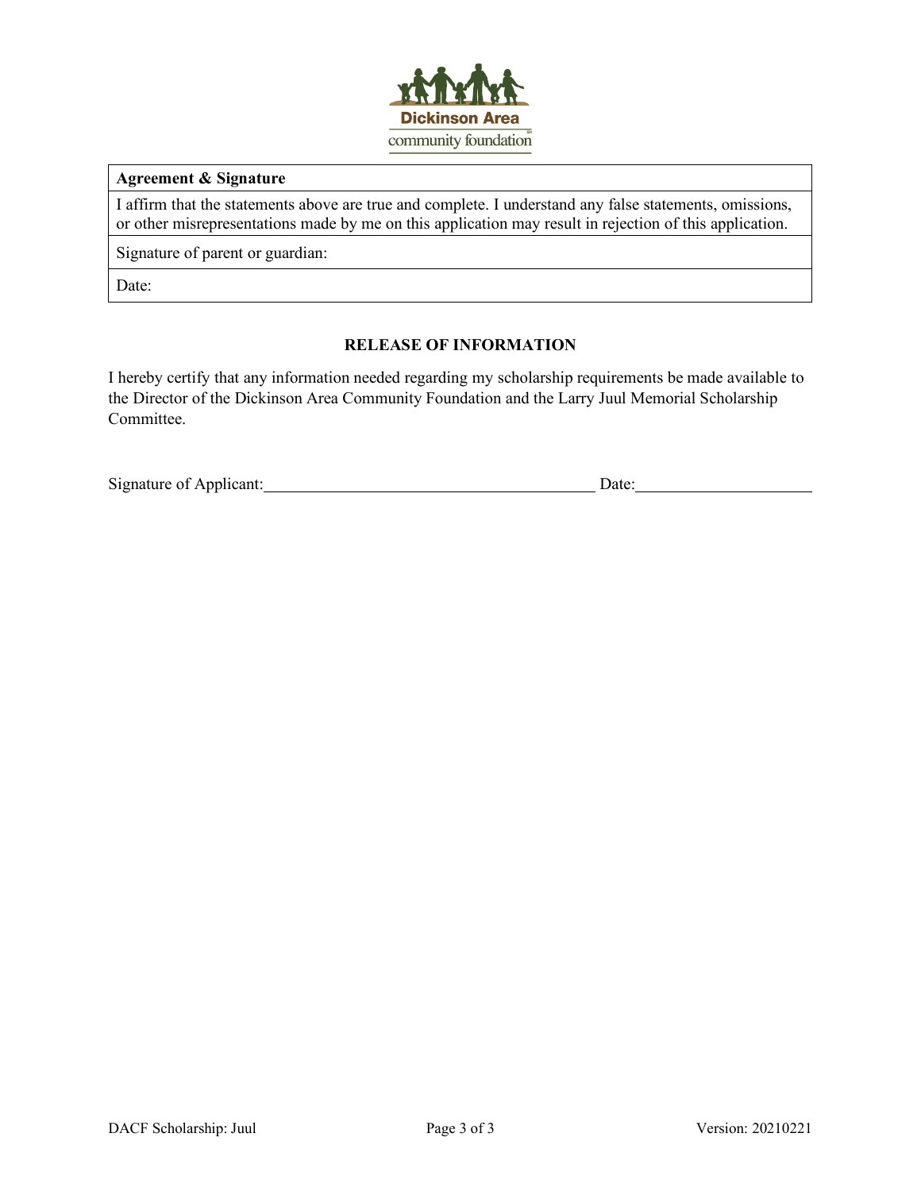Dickinson Area community foundation

| **Agreement & Signature** |
| --- |
| I affirm that the statements above are true and complete. I understand any false statements, omissions, or other misrepresentations made by me on this application may result in rejection of this application. |
| Signature of parent or guardian: |
| Date: |

**RELEASE OF INFORMATION**

I hereby certify that any information needed regarding my scholarship requirements be made available to the Director of the Dickinson Area Community Foundation and the Larry Juul Memorial Scholarship Committee.

Signature of Applicant:________________________________________ Date:_____________________